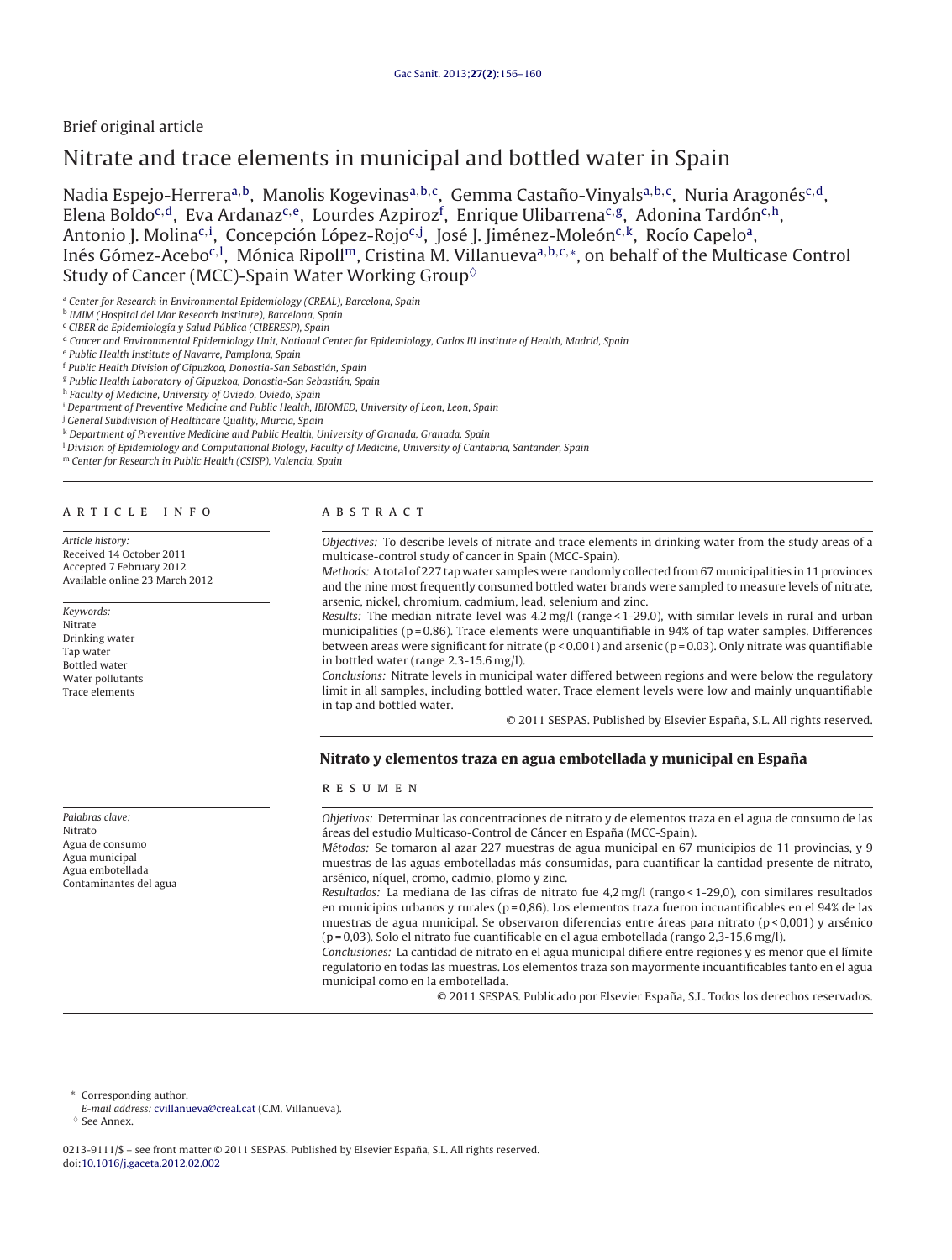Brief original article

# Nitrate and trace elements in municipal and bottled water in Spain

Nadia Espejo-Herrera[a,b], Manolis Kogevinas[a,b,c], Gemma Castaño-Vinyals[a,b,c], Nuria Aragonés[c,d], Elena Boldo[c,d], Eva Ardanaz[c,e], Lourdes Azpiroz[f], Enrique Ulibarrena[c,g], Adonina Tardón[c,h], Antonio J. Molina[c,i], Concepción López-Rojo[c,j], José J. Jiménez-Moleón[c,k], Rocío Capelo[a], Inés Gómez-Acebo[c,l], Mónica Ripoll[m], Cristina M. Villanueva[a,b,c,*], on behalf of the Multicase Control Study of Cancer (MCC)-Spain Water Working Group[◊]

[a] Center for Research in Environmental Epidemiology (CREAL), Barcelona, Spain
[b] IMIM (Hospital del Mar Research Institute), Barcelona, Spain
[c] CIBER de Epidemiología y Salud Pública (CIBERESP), Spain
[d] Cancer and Environmental Epidemiology Unit, National Center for Epidemiology, Carlos III Institute of Health, Madrid, Spain
[e] Public Health Institute of Navarre, Pamplona, Spain
[f] Public Health Division of Gipuzkoa, Donostia-San Sebastián, Spain
[g] Public Health Laboratory of Gipuzkoa, Donostia-San Sebastián, Spain
[h] Faculty of Medicine, University of Oviedo, Oviedo, Spain
[i] Department of Preventive Medicine and Public Health, IBIOMED, University of Leon, Leon, Spain
[j] General Subdivision of Healthcare Quality, Murcia, Spain
[k] Department of Preventive Medicine and Public Health, University of Granada, Granada, Spain
[l] Division of Epidemiology and Computational Biology, Faculty of Medicine, University of Cantabria, Santander, Spain
[m] Center for Research in Public Health (CSISP), Valencia, Spain

## ARTICLE INFO

*Article history:*
Received 14 October 2011
Accepted 7 February 2012
Available online 23 March 2012

*Keywords:*
Nitrate
Drinking water
Tap water
Bottled water
Water pollutants
Trace elements

## ABSTRACT

*Objectives:* To describe levels of nitrate and trace elements in drinking water from the study areas of a multicase-control study of cancer in Spain (MCC-Spain).

*Methods:* A total of 227 tap water samples were randomly collected from 67 municipalities in 11 provinces and the nine most frequently consumed bottled water brands were sampled to measure levels of nitrate, arsenic, nickel, chromium, cadmium, lead, selenium and zinc.

*Results:* The median nitrate level was 4.2 mg/l (range < 1-29.0), with similar levels in rural and urban municipalities (p = 0.86). Trace elements were unquantifiable in 94% of tap water samples. Differences between areas were significant for nitrate (p < 0.001) and arsenic (p = 0.03). Only nitrate was quantifiable in bottled water (range 2.3-15.6 mg/l).

*Conclusions:* Nitrate levels in municipal water differed between regions and were below the regulatory limit in all samples, including bottled water. Trace element levels were low and mainly unquantifiable in tap and bottled water.

© 2011 SESPAS. Published by Elsevier España, S.L. All rights reserved.

## Nitrato y elementos traza en agua embotellada y municipal en España

*Palabras clave:*
Nitrato
Agua de consumo
Agua municipal
Agua embotellada
Contaminantes del agua

## RESUMEN

*Objetivos:* Determinar las concentraciones de nitrato y de elementos traza en el agua de consumo de las áreas del estudio Multicaso-Control de Cáncer en España (MCC-Spain).

*Métodos:* Se tomaron al azar 227 muestras de agua municipal en 67 municipios de 11 provincias, y 9 muestras de las aguas embotelladas más consumidas, para cuantificar la cantidad presente de nitrato, arsénico, níquel, cromo, cadmio, plomo y zinc.

*Resultados:* La mediana de las cifras de nitrato fue 4,2 mg/l (rango < 1-29,0), con similares resultados en municipios urbanos y rurales (p = 0,86). Los elementos traza fueron incuantificables en el 94% de las muestras de agua municipal. Se observaron diferencias entre áreas para nitrato (p < 0,001) y arsénico (p = 0,03). Solo el nitrato fue cuantificable en el agua embotellada (rango 2,3-15,6 mg/l).

*Conclusiones:* La cantidad de nitrato en el agua municipal difiere entre regiones y es menor que el límite regulatorio en todas las muestras. Los elementos traza son mayormente incuantificables tanto en el agua municipal como en la embotellada.

© 2011 SESPAS. Publicado por Elsevier España, S.L. Todos los derechos reservados.

\* Corresponding author.
*E-mail address:* cvillanueva@creal.cat (C.M. Villanueva).
◊ See Annex.

0213-9111/$ – see front matter © 2011 SESPAS. Published by Elsevier España, S.L. All rights reserved.
doi:10.1016/j.gaceta.2012.02.002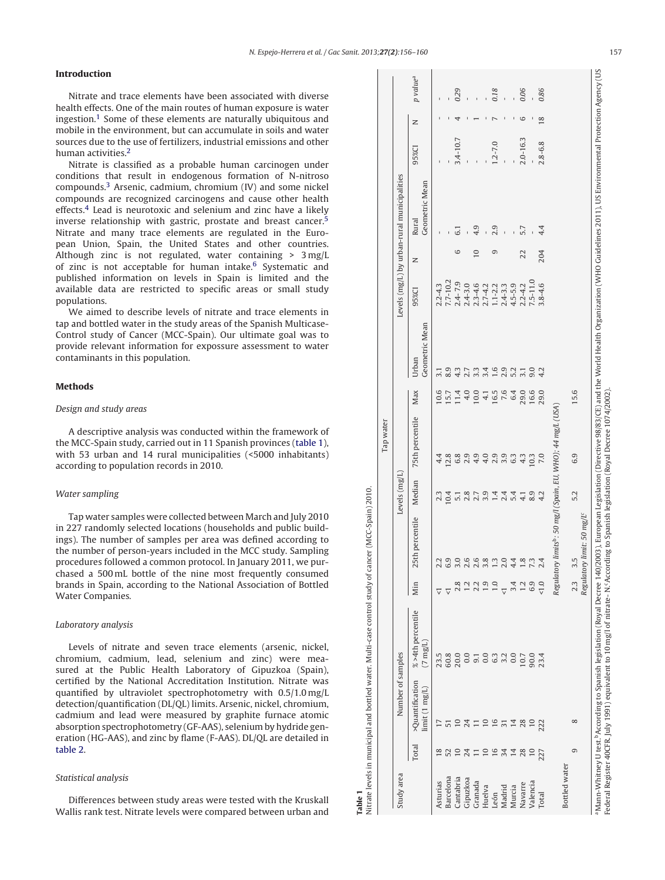## Introduction

Nitrate and trace elements have been associated with diverse health effects. One of the main routes of human exposure is water ingestion.[1] Some of these elements are naturally ubiquitous and mobile in the environment, but can accumulate in soils and water sources due to the use of fertilizers, industrial emissions and other human activities.[2]

Nitrate is classified as a probable human carcinogen under conditions that result in endogenous formation of N-nitroso compounds.[3] Arsenic, cadmium, chromium (IV) and some nickel compounds are recognized carcinogens and cause other health effects.[4] Lead is neurotoxic and selenium and zinc have a likely inverse relationship with gastric, prostate and breast cancer.[5] Nitrate and many trace elements are regulated in the European Union, Spain, the United States and other countries. Although zinc is not regulated, water containing > 3 mg/L of zinc is not acceptable for human intake.[6] Systematic and published information on levels in Spain is limited and the available data are restricted to specific areas or small study populations.

We aimed to describe levels of nitrate and trace elements in tap and bottled water in the study areas of the Spanish Multicase-Control study of Cancer (MCC-Spain). Our ultimate goal was to provide relevant information for exppossure assessment to water contaminants in this population.

## Methods

### *Design and study areas*

A descriptive analysis was conducted within the framework of the MCC-Spain study, carried out in 11 Spanish provinces (table 1), with 53 urban and 14 rural municipalities (<5000 inhabitants) according to population records in 2010.

### *Water sampling*

Tap water samples were collected between March and July 2010 in 227 randomly selected locations (households and public buildings). The number of samples per area was defined according to the number of person-years included in the MCC study. Sampling procedures followed a common protocol. In January 2011, we purchased a 500 mL bottle of the nine most frequently consumed brands in Spain, according to the National Association of Bottled Water Companies.

### *Laboratory analysis*

Levels of nitrate and seven trace elements (arsenic, nickel, chromium, cadmium, lead, selenium and zinc) were measured at the Public Health Laboratory of Gipuzkoa (Spain), certified by the National Accreditation Institution. Nitrate was quantified by ultraviolet spectrophotometry with 0.5/1.0 mg/L detection/quantification (DL/QL) limits. Arsenic, nickel, chromium, cadmium and lead were measured by graphite furnace atomic absorption spectrophotometry (GF-AAS), selenium by hydride generation (HG-AAS), and zinc by flame (F-AAS). DL/QL are detailed in table 2.

### *Statistical analysis*

Differences between study areas were tested with the Kruskall Wallis rank test. Nitrate levels were compared between urban and

**Table 1**
Nitrate levels in municipal and bottled water. Multi-case control study of cancer (MCC-Spain) 2010.

| Study area | Number of samples | | | Tap water | | | | | | | | | | | | |
|---|---|---|---|---|---|---|---|---|---|---|---|---|---|---|---|---|
| | | | | Levels (mg/L) | | | | | Levels (mg/L) by urban-rural municipalities | | | | | | | |
| | Total | >Quantification limit (1 mg/L) | % >4th percentile (7 mg/L) | Min | 25th percentile | Median | 75th percentile | Max | Urban Geometric Mean | 95%CI | N | Rural Geometric Mean | 95%CI | N | p value[a] |
| Asturias | 18 | 17 | 23.5 | <1 | 2.2 | 2.3 | 4.4 | 10.6 | 3.1 | 2.2-4.3 | | - | - | - | - |
| Barcelona | 52 | 51 | 60.8 | <1 | 6.9 | 10.4 | 12.8 | 15.7 | 8.9 | 7.7-10.2 | | - | - | - | - |
| Cantabria | 10 | 10 | 20.0 | 2.8 | 3.0 | 5.1 | 6.8 | 11.4 | 4.3 | 2.4-7.9 | 6 | 6.1 | 3.4-10.7 | 4 | 0.29 |
| Gipuzkoa | 24 | 24 | 0.0 | 1.2 | 2.6 | 2.8 | 2.9 | 4.0 | 2.7 | 2.4-3.0 | | - | - | - | - |
| Granada | 11 | 11 | 9.1 | 2.2 | 2.6 | 2.7 | 4.9 | 10.0 | 3.3 | 2.3-4.6 | 10 | 4.9 | - | 1 | - |
| Huelva | 10 | 10 | 0.0 | 1.9 | 3.8 | 3.9 | 4.0 | 4.1 | 3.4 | 2.7-4.2 | | - | - | - | - |
| León | 16 | 16 | 6.3 | 1.0 | 1.3 | 1.4 | 2.9 | 16.5 | 1.6 | 1.1-2.2 | 9 | 2.9 | 1.2-7.0 | 7 | 0.18 |
| Madrid | 34 | 31 | 3.2 | <1 | 2.0 | 2.4 | 2.9 | 7.6 | 2.9 | 2.4-3.3 | | - | - | - | - |
| Murcia | 14 | 14 | 0.0 | 3.4 | 4.4 | 5.4 | 6.3 | 6.4 | 5.2 | 4.5-5.9 | | - | - | - | - |
| Navarre | 28 | 28 | 10.7 | 1.2 | 1.8 | 4.1 | 4.3 | 29.0 | 3.1 | 2.2-4.2 | 22 | 5.7 | 2.0-16.3 | 6 | 0.06 |
| Valencia | 10 | 10 | 90.0 | 6.9 | 7.3 | 8.9 | 10.3 | 16.6 | 9.0 | 7.5-11.0 | | - | - | - | - |
| Total | 227 | 222 | 23.4 | <1.0 | 2.4 | 4.2 | 7.0 | 29.0 | 4.2 | 3.8-4.6 | 204 | 4.4 | 2.8-6.8 | 18 | 0.86 |
| | | | | Regulatory limits[b]: 50 mg/l (Spain, EU, WHO); 44 mg/L (USA) | | | | | | | | | | | |
| Bottled water | | | | | | | | | | | | | | | |
| | 9 | 8 | | 2.3 | 3.5 | 5.2 | 6.9 | 15.6 | | | | | | | |
| | | | | Regulatory limit: 50 mg/L[c] | | | | | | | | | | | |

[a]Mann-Whitney U test. [b]According to Spanish legislation (Royal Decree 140/2003), European Legislation (Directive 98/83/CE) and the World Health Organization (WHO Guidelines 2011), US Environmental Protection Agency (US Federal Register 40CFR, July 1991) equivalent to 10 mg/l of nitrate- N. [c]According to Spanish legislation (Royal Decree 1074/2002).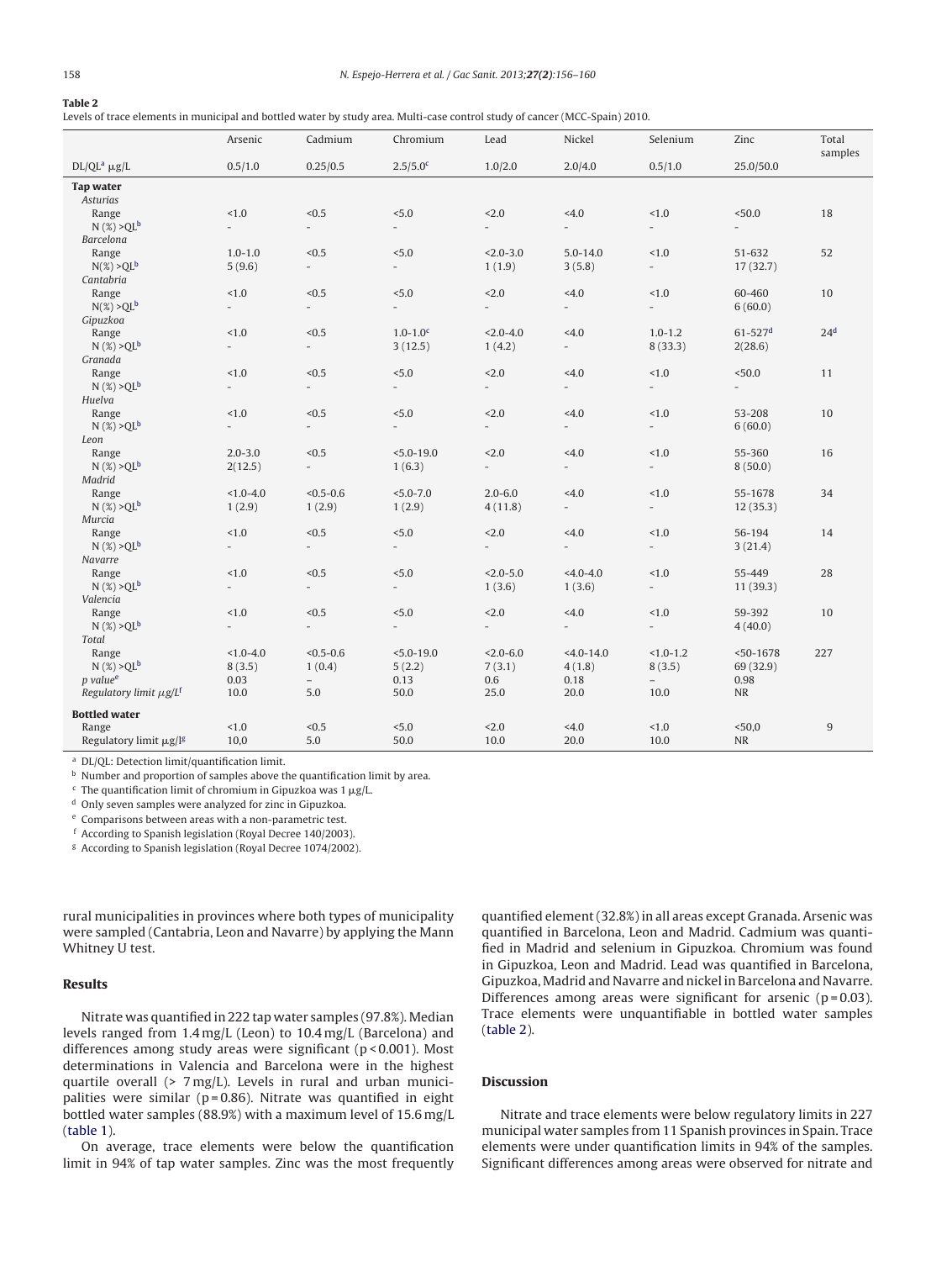**Table 2**
Levels of trace elements in municipal and bottled water by study area. Multi-case control study of cancer (MCC-Spain) 2010.

| | Arsenic | Cadmium | Chromium | Lead | Nickel | Selenium | Zinc | Total samples |
|---|---|---|---|---|---|---|---|---|
| DL/QL[a] μg/L | 0.5/1.0 | 0.25/0.5 | 2.5/5.0[c] | 1.0/2.0 | 2.0/4.0 | 0.5/1.0 | 25.0/50.0 | |
| **Tap water** | | | | | | | | |
| *Asturias* | | | | | | | | |
| Range | <1.0 | <0.5 | <5.0 | <2.0 | <4.0 | <1.0 | <50.0 | 18 |
| N (%) >QL[b] | - | - | - | - | - | - | - | |
| *Barcelona* | | | | | | | | |
| Range | 1.0-1.0 | <0.5 | <5.0 | <2.0-3.0 | 5.0-14.0 | <1.0 | 51-632 | 52 |
| N(%) >QL[b] | 5 (9.6) | - | - | 1 (1.9) | 3 (5.8) | - | 17 (32.7) | |
| *Cantabria* | | | | | | | | |
| Range | <1.0 | <0.5 | <5.0 | <2.0 | <4.0 | <1.0 | 60-460 | 10 |
| N(%) >QL[b] | - | - | - | - | - | - | 6 (60.0) | |
| *Gipuzkoa* | | | | | | | | |
| Range | <1.0 | <0.5 | 1.0-1.0[c] | <2.0-4.0 | <4.0 | 1.0-1.2 | 61-527[d] | 24[d] |
| N (%) >QL[b] | - | - | 3 (12.5) | 1 (4.2) | - | 8 (33.3) | 2(28.6) | |
| *Granada* | | | | | | | | |
| Range | <1.0 | <0.5 | <5.0 | <2.0 | <4.0 | <1.0 | <50.0 | 11 |
| N (%) >QL[b] | - | - | - | - | - | - | - | |
| *Huelva* | | | | | | | | |
| Range | <1.0 | <0.5 | <5.0 | <2.0 | <4.0 | <1.0 | 53-208 | 10 |
| N (%) >QL[b] | - | - | - | - | - | - | 6 (60.0) | |
| *Leon* | | | | | | | | |
| Range | 2.0-3.0 | <0.5 | <5.0-19.0 | <2.0 | <4.0 | <1.0 | 55-360 | 16 |
| N (%) >QL[b] | 2(12.5) | - | 1 (6.3) | - | - | - | 8 (50.0) | |
| *Madrid* | | | | | | | | |
| Range | <1.0-4.0 | <0.5-0.6 | <5.0-7.0 | 2.0-6.0 | <4.0 | <1.0 | 55-1678 | 34 |
| N (%) >QL[b] | 1 (2.9) | 1 (2.9) | 1 (2.9) | 4 (11.8) | - | - | 12 (35.3) | |
| *Murcia* | | | | | | | | |
| Range | <1.0 | <0.5 | <5.0 | <2.0 | <4.0 | <1.0 | 56-194 | 14 |
| N (%) >QL[b] | - | - | - | - | - | - | 3 (21.4) | |
| *Navarre* | | | | | | | | |
| Range | <1.0 | <0.5 | <5.0 | <2.0-5.0 | <4.0-4.0 | <1.0 | 55-449 | 28 |
| N (%) >QL[b] | - | - | - | 1 (3.6) | 1 (3.6) | - | 11 (39.3) | |
| *Valencia* | | | | | | | | |
| Range | <1.0 | <0.5 | <5.0 | <2.0 | <4.0 | <1.0 | 59-392 | 10 |
| N (%) >QL[b] | - | - | - | - | - | - | 4 (40.0) | |
| *Total* | | | | | | | | |
| Range | <1.0-4.0 | <0.5-0.6 | <5.0-19.0 | <2.0-6.0 | <4.0-14.0 | <1.0-1.2 | <50-1678 | 227 |
| N (%) >QL[b] | 8 (3.5) | 1 (0.4) | 5 (2.2) | 7 (3.1) | 4 (1.8) | 8 (3.5) | 69 (32.9) | |
| *p value*[e] | 0.03 | – | 0.13 | 0.6 | 0.18 | – | 0.98 | |
| *Regulatory limit μg/L*[f] | 10.0 | 5.0 | 50.0 | 25.0 | 20.0 | 10.0 | NR | |
| **Bottled water** | | | | | | | | |
| Range | <1.0 | <0.5 | <5.0 | <2.0 | <4.0 | <1.0 | <50,0 | 9 |
| Regulatory limit μg/l[g] | 10,0 | 5.0 | 50.0 | 10.0 | 20.0 | 10.0 | NR | |

[a] DL/QL: Detection limit/quantification limit.
[b] Number and proportion of samples above the quantification limit by area.
[c] The quantification limit of chromium in Gipuzkoa was 1 μg/L.
[d] Only seven samples were analyzed for zinc in Gipuzkoa.
[e] Comparisons between areas with a non-parametric test.
[f] According to Spanish legislation (Royal Decree 140/2003).
[g] According to Spanish legislation (Royal Decree 1074/2002).

rural municipalities in provinces where both types of municipality were sampled (Cantabria, Leon and Navarre) by applying the Mann Whitney U test.

## Results

Nitrate was quantified in 222 tap water samples (97.8%). Median levels ranged from 1.4 mg/L (Leon) to 10.4 mg/L (Barcelona) and differences among study areas were significant ($p < 0.001$). Most determinations in Valencia and Barcelona were in the highest quartile overall (> 7 mg/L). Levels in rural and urban municipalities were similar ($p = 0.86$). Nitrate was quantified in eight bottled water samples (88.9%) with a maximum level of 15.6 mg/L (table 1).

On average, trace elements were below the quantification limit in 94% of tap water samples. Zinc was the most frequently quantified element (32.8%) in all areas except Granada. Arsenic was quantified in Barcelona, Leon and Madrid. Cadmium was quantified in Madrid and selenium in Gipuzkoa. Chromium was found in Gipuzkoa, Leon and Madrid. Lead was quantified in Barcelona, Gipuzkoa, Madrid and Navarre and nickel in Barcelona and Navarre. Differences among areas were significant for arsenic ($p = 0.03$). Trace elements were unquantifiable in bottled water samples (table 2).

## Discussion

Nitrate and trace elements were below regulatory limits in 227 municipal water samples from 11 Spanish provinces in Spain. Trace elements were under quantification limits in 94% of the samples. Significant differences among areas were observed for nitrate and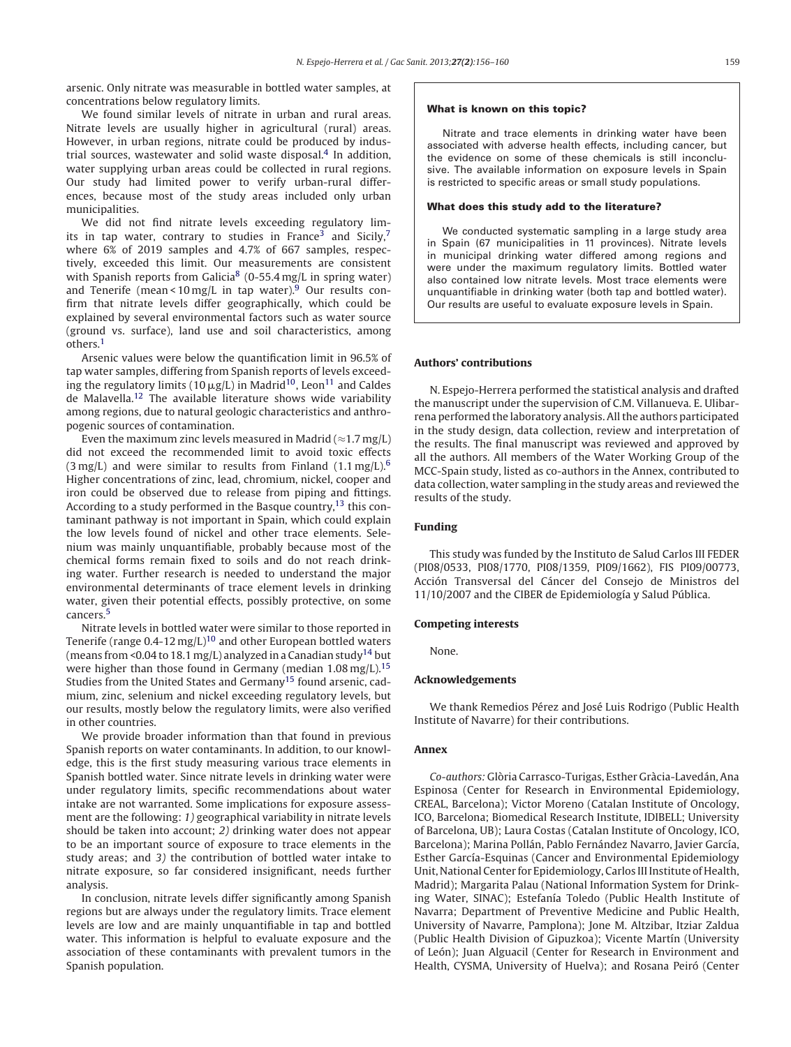arsenic. Only nitrate was measurable in bottled water samples, at concentrations below regulatory limits.

We found similar levels of nitrate in urban and rural areas. Nitrate levels are usually higher in agricultural (rural) areas. However, in urban regions, nitrate could be produced by industrial sources, wastewater and solid waste disposal.[4] In addition, water supplying urban areas could be collected in rural regions. Our study had limited power to verify urban-rural differences, because most of the study areas included only urban municipalities.

We did not find nitrate levels exceeding regulatory limits in tap water, contrary to studies in France[3] and Sicily,[7] where 6% of 2019 samples and 4.7% of 667 samples, respectively, exceeded this limit. Our measurements are consistent with Spanish reports from Galicia[8] (0-55.4 mg/L in spring water) and Tenerife (mean < 10 mg/L in tap water).[9] Our results confirm that nitrate levels differ geographically, which could be explained by several environmental factors such as water source (ground vs. surface), land use and soil characteristics, among others.[1]

Arsenic values were below the quantification limit in 96.5% of tap water samples, differing from Spanish reports of levels exceeding the regulatory limits (10 μg/L) in Madrid[10], Leon[11] and Caldes de Malavella.[12] The available literature shows wide variability among regions, due to natural geologic characteristics and anthropogenic sources of contamination.

Even the maximum zinc levels measured in Madrid (≈1.7 mg/L) did not exceed the recommended limit to avoid toxic effects (3 mg/L) and were similar to results from Finland (1.1 mg/L).[6] Higher concentrations of zinc, lead, chromium, nickel, cooper and iron could be observed due to release from piping and fittings. According to a study performed in the Basque country,[13] this contaminant pathway is not important in Spain, which could explain the low levels found of nickel and other trace elements. Selenium was mainly unquantifiable, probably because most of the chemical forms remain fixed to soils and do not reach drinking water. Further research is needed to understand the major environmental determinants of trace element levels in drinking water, given their potential effects, possibly protective, on some cancers.[5]

Nitrate levels in bottled water were similar to those reported in Tenerife (range 0.4-12 mg/L)[10] and other European bottled waters (means from <0.04 to 18.1 mg/L) analyzed in a Canadian study[14] but were higher than those found in Germany (median 1.08 mg/L).[15] Studies from the United States and Germany[15] found arsenic, cadmium, zinc, selenium and nickel exceeding regulatory levels, but our results, mostly below the regulatory limits, were also verified in other countries.

We provide broader information than that found in previous Spanish reports on water contaminants. In addition, to our knowledge, this is the first study measuring various trace elements in Spanish bottled water. Since nitrate levels in drinking water were under regulatory limits, specific recommendations about water intake are not warranted. Some implications for exposure assessment are the following: *1)* geographical variability in nitrate levels should be taken into account; *2)* drinking water does not appear to be an important source of exposure to trace elements in the study areas; and *3)* the contribution of bottled water intake to nitrate exposure, so far considered insignificant, needs further analysis.

In conclusion, nitrate levels differ significantly among Spanish regions but are always under the regulatory limits. Trace element levels are low and are mainly unquantifiable in tap and bottled water. This information is helpful to evaluate exposure and the association of these contaminants with prevalent tumors in the Spanish population.

**What is known on this topic?**

Nitrate and trace elements in drinking water have been associated with adverse health effects, including cancer, but the evidence on some of these chemicals is still inconclusive. The available information on exposure levels in Spain is restricted to specific areas or small study populations.

**What does this study add to the literature?**

We conducted systematic sampling in a large study area in Spain (67 municipalities in 11 provinces). Nitrate levels in municipal drinking water differed among regions and were under the maximum regulatory limits. Bottled water also contained low nitrate levels. Most trace elements were unquantifiable in drinking water (both tap and bottled water). Our results are useful to evaluate exposure levels in Spain.

## Authors' contributions

N. Espejo-Herrera performed the statistical analysis and drafted the manuscript under the supervision of C.M. Villanueva. E. Ulibarrena performed the laboratory analysis. All the authors participated in the study design, data collection, review and interpretation of the results. The final manuscript was reviewed and approved by all the authors. All members of the Water Working Group of the MCC-Spain study, listed as co-authors in the Annex, contributed to data collection, water sampling in the study areas and reviewed the results of the study.

## Funding

This study was funded by the Instituto de Salud Carlos III FEDER (PI08/0533, PI08/1770, PI08/1359, PI09/1662), FIS PI09/00773, Acción Transversal del Cáncer del Consejo de Ministros del 11/10/2007 and the CIBER de Epidemiología y Salud Pública.

## Competing interests

None.

## Acknowledgements

We thank Remedios Pérez and José Luis Rodrigo (Public Health Institute of Navarre) for their contributions.

## Annex

*Co-authors:* Glòria Carrasco-Turigas, Esther Gràcia-Lavedán, Ana Espinosa (Center for Research in Environmental Epidemiology, CREAL, Barcelona); Victor Moreno (Catalan Institute of Oncology, ICO, Barcelona; Biomedical Research Institute, IDIBELL; University of Barcelona, UB); Laura Costas (Catalan Institute of Oncology, ICO, Barcelona); Marina Pollán, Pablo Fernández Navarro, Javier García, Esther García-Esquinas (Cancer and Environmental Epidemiology Unit, National Center for Epidemiology, Carlos III Institute of Health, Madrid); Margarita Palau (National Information System for Drinking Water, SINAC); Estefanía Toledo (Public Health Institute of Navarra; Department of Preventive Medicine and Public Health, University of Navarre, Pamplona); Jone M. Altzibar, Itziar Zaldua (Public Health Division of Gipuzkoa); Vicente Martín (University of León); Juan Alguacil (Center for Research in Environment and Health, CYSMA, University of Huelva); and Rosana Peiró (Center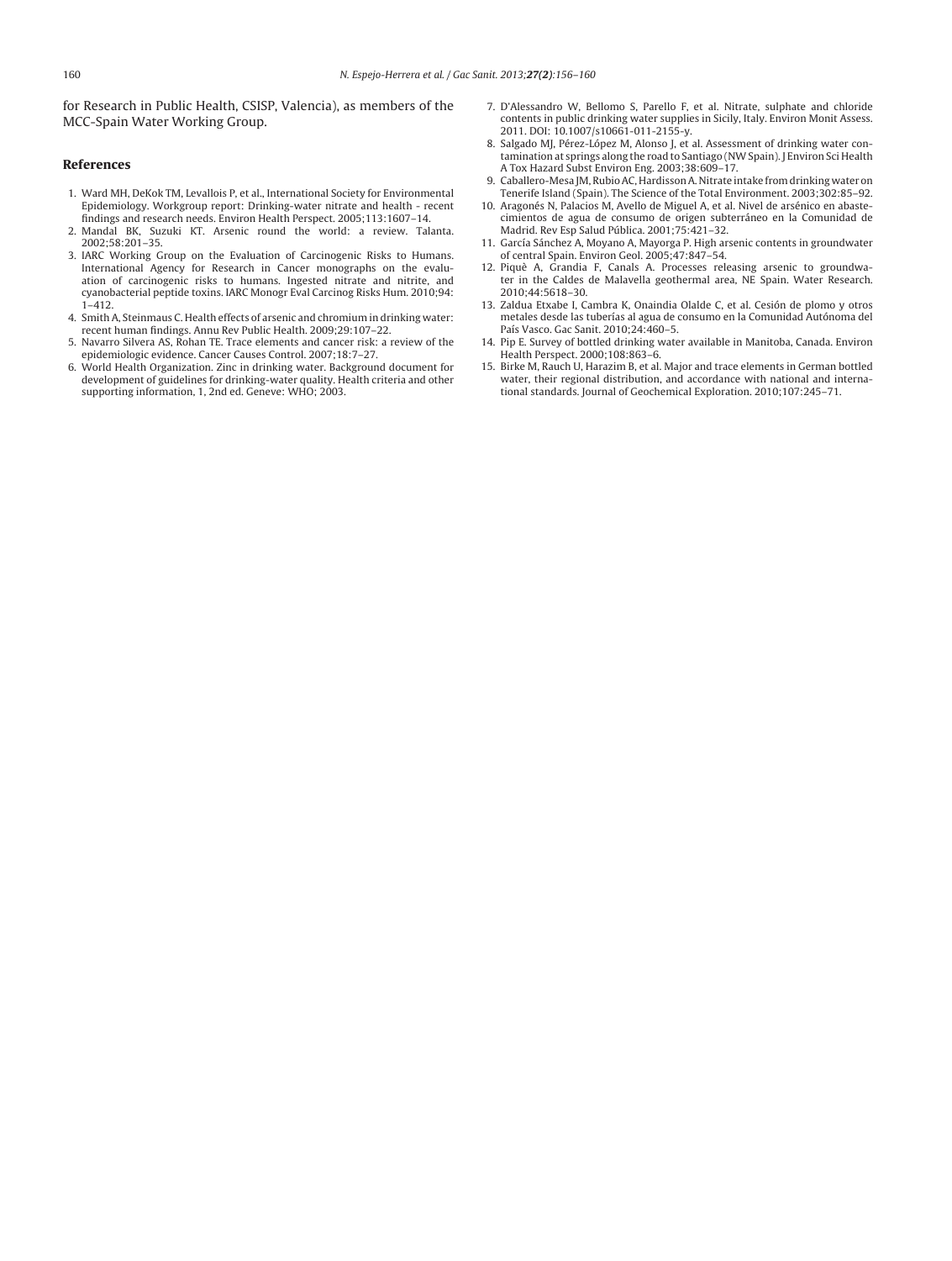for Research in Public Health, CSISP, Valencia), as members of the MCC-Spain Water Working Group.

## References

1. Ward MH, DeKok TM, Levallois P, et al., International Society for Environmental Epidemiology. Workgroup report: Drinking-water nitrate and health - recent findings and research needs. Environ Health Perspect. 2005;113:1607–14.
2. Mandal BK, Suzuki KT. Arsenic round the world: a review. Talanta. 2002;58:201–35.
3. IARC Working Group on the Evaluation of Carcinogenic Risks to Humans. International Agency for Research in Cancer monographs on the evaluation of carcinogenic risks to humans. Ingested nitrate and nitrite, and cyanobacterial peptide toxins. IARC Monogr Eval Carcinog Risks Hum. 2010;94: 1–412.
4. Smith A, Steinmaus C. Health effects of arsenic and chromium in drinking water: recent human findings. Annu Rev Public Health. 2009;29:107–22.
5. Navarro Silvera AS, Rohan TE. Trace elements and cancer risk: a review of the epidemiologic evidence. Cancer Causes Control. 2007;18:7–27.
6. World Health Organization. Zinc in drinking water. Background document for development of guidelines for drinking-water quality. Health criteria and other supporting information, 1, 2nd ed. Geneve: WHO; 2003.
7. D'Alessandro W, Bellomo S, Parello F, et al. Nitrate, sulphate and chloride contents in public drinking water supplies in Sicily, Italy. Environ Monit Assess. 2011. DOI: 10.1007/s10661-011-2155-y.
8. Salgado MJ, Pérez-López M, Alonso J, et al. Assessment of drinking water contamination at springs along the road to Santiago (NW Spain). J Environ Sci Health A Tox Hazard Subst Environ Eng. 2003;38:609–17.
9. Caballero-Mesa JM, Rubio AC, Hardisson A. Nitrate intake from drinking water on Tenerife Island (Spain). The Science of the Total Environment. 2003;302:85–92.
10. Aragonés N, Palacios M, Avello de Miguel A, et al. Nivel de arsénico en abastecimientos de agua de consumo de origen subterráneo en la Comunidad de Madrid. Rev Esp Salud Pública. 2001;75:421–32.
11. García Sánchez A, Moyano A, Mayorga P. High arsenic contents in groundwater of central Spain. Environ Geol. 2005;47:847–54.
12. Piquè A, Grandia F, Canals A. Processes releasing arsenic to groundwater in the Caldes de Malavella geothermal area, NE Spain. Water Research. 2010;44:5618–30.
13. Zaldua Etxabe I, Cambra K, Onaindia Olalde C, et al. Cesión de plomo y otros metales desde las tuberías al agua de consumo en la Comunidad Autónoma del País Vasco. Gac Sanit. 2010;24:460–5.
14. Pip E. Survey of bottled drinking water available in Manitoba, Canada. Environ Health Perspect. 2000;108:863–6.
15. Birke M, Rauch U, Harazim B, et al. Major and trace elements in German bottled water, their regional distribution, and accordance with national and international standards. Journal of Geochemical Exploration. 2010;107:245–71.